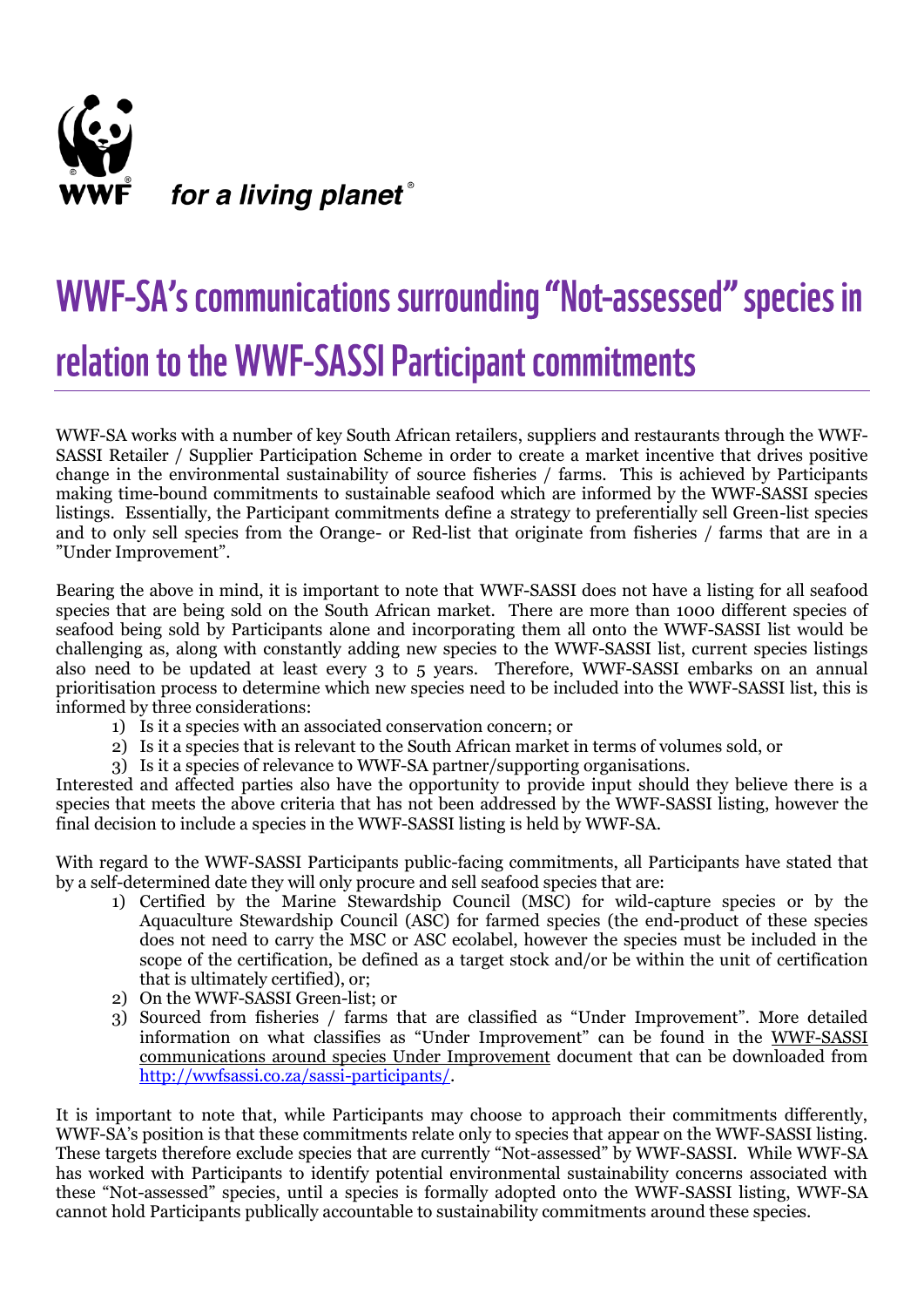WWF *for a living planet*®

# WWF-SA's communications surrounding "Not-assessed" species in relation to the WWF-SASSI Participant commitments

WWF-SA works with a number of key South African retailers, suppliers and restaurants through the WWF-SASSI Retailer / Supplier Participation Scheme in order to create a market incentive that drives positive change in the environmental sustainability of source fisheries / farms. This is achieved by Participants making time-bound commitments to sustainable seafood which are informed by the WWF-SASSI species listings. Essentially, the Participant commitments define a strategy to preferentially sell Green-list species and to only sell species from the Orange- or Red-list that originate from fisheries / farms that are in a "Under Improvement".

Bearing the above in mind, it is important to note that WWF-SASSI does not have a listing for all seafood species that are being sold on the South African market. There are more than 1000 different species of seafood being sold by Participants alone and incorporating them all onto the WWF-SASSI list would be challenging as, along with constantly adding new species to the WWF-SASSI list, current species listings also need to be updated at least every 3 to 5 years. Therefore, WWF-SASSI embarks on an annual prioritisation process to determine which new species need to be included into the WWF-SASSI list, this is informed by three considerations:

1) Is it a species with an associated conservation concern; or
2) Is it a species that is relevant to the South African market in terms of volumes sold, or
3) Is it a species of relevance to WWF-SA partner/supporting organisations.

Interested and affected parties also have the opportunity to provide input should they believe there is a species that meets the above criteria that has not been addressed by the WWF-SASSI listing, however the final decision to include a species in the WWF-SASSI listing is held by WWF-SA.

With regard to the WWF-SASSI Participants public-facing commitments, all Participants have stated that by a self-determined date they will only procure and sell seafood species that are:

1) Certified by the Marine Stewardship Council (MSC) for wild-capture species or by the Aquaculture Stewardship Council (ASC) for farmed species (the end-product of these species does not need to carry the MSC or ASC ecolabel, however the species must be included in the scope of the certification, be defined as a target stock and/or be within the unit of certification that is ultimately certified), or;
2) On the WWF-SASSI Green-list; or
3) Sourced from fisheries / farms that are classified as "Under Improvement". More detailed information on what classifies as "Under Improvement" can be found in the WWF-SASSI communications around species Under Improvement document that can be downloaded from http://wwfsassi.co.za/sassi-participants/.

It is important to note that, while Participants may choose to approach their commitments differently, WWF-SA's position is that these commitments relate only to species that appear on the WWF-SASSI listing. These targets therefore exclude species that are currently "Not-assessed" by WWF-SASSI. While WWF-SA has worked with Participants to identify potential environmental sustainability concerns associated with these "Not-assessed" species, until a species is formally adopted onto the WWF-SASSI listing, WWF-SA cannot hold Participants publically accountable to sustainability commitments around these species.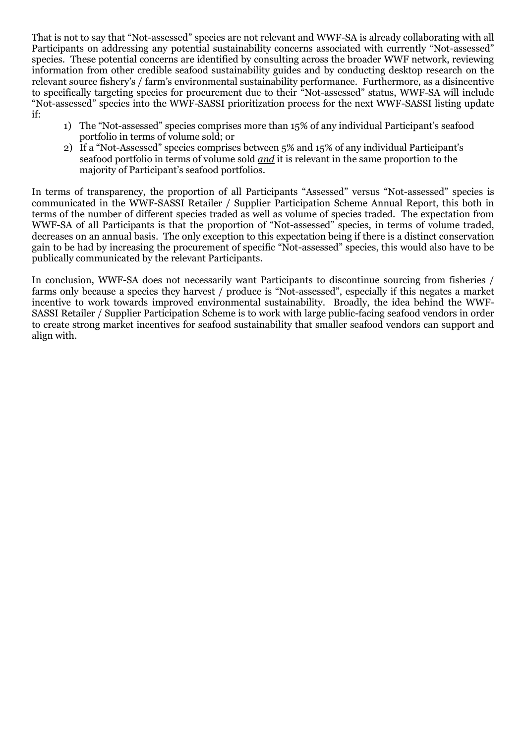That is not to say that "Not-assessed" species are not relevant and WWF-SA is already collaborating with all Participants on addressing any potential sustainability concerns associated with currently "Not-assessed" species. These potential concerns are identified by consulting across the broader WWF network, reviewing information from other credible seafood sustainability guides and by conducting desktop research on the relevant source fishery's / farm's environmental sustainability performance. Furthermore, as a disincentive to specifically targeting species for procurement due to their "Not-assessed" status, WWF-SA will include "Not-assessed" species into the WWF-SASSI prioritization process for the next WWF-SASSI listing update if:

1) The "Not-assessed" species comprises more than 15% of any individual Participant's seafood portfolio in terms of volume sold; or
2) If a "Not-Assessed" species comprises between 5% and 15% of any individual Participant's seafood portfolio in terms of volume sold ***and*** it is relevant in the same proportion to the majority of Participant's seafood portfolios.

In terms of transparency, the proportion of all Participants "Assessed" versus "Not-assessed" species is communicated in the WWF-SASSI Retailer / Supplier Participation Scheme Annual Report, this both in terms of the number of different species traded as well as volume of species traded. The expectation from WWF-SA of all Participants is that the proportion of "Not-assessed" species, in terms of volume traded, decreases on an annual basis. The only exception to this expectation being if there is a distinct conservation gain to be had by increasing the procurement of specific "Not-assessed" species, this would also have to be publically communicated by the relevant Participants.

In conclusion, WWF-SA does not necessarily want Participants to discontinue sourcing from fisheries / farms only because a species they harvest / produce is "Not-assessed", especially if this negates a market incentive to work towards improved environmental sustainability. Broadly, the idea behind the WWF-SASSI Retailer / Supplier Participation Scheme is to work with large public-facing seafood vendors in order to create strong market incentives for seafood sustainability that smaller seafood vendors can support and align with.